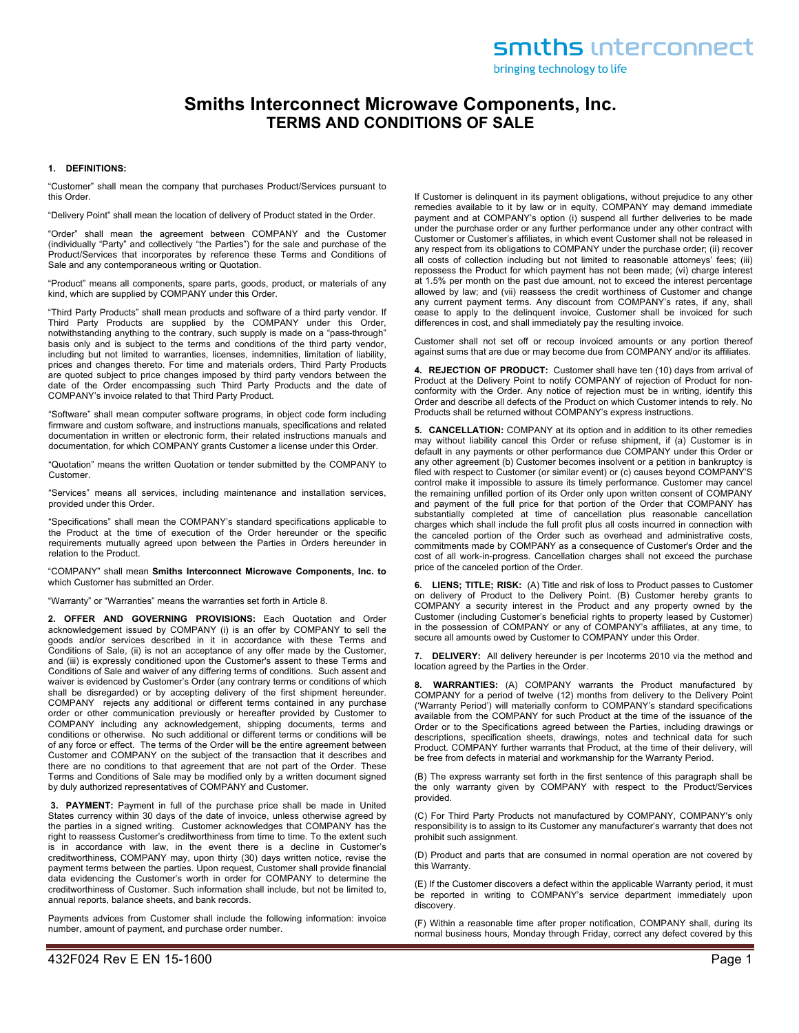smiths interconnect
bringing technology to life

# Smiths Interconnect Microwave Components, Inc.
## TERMS AND CONDITIONS OF SALE

**1. DEFINITIONS:**

"Customer" shall mean the company that purchases Product/Services pursuant to this Order.

"Delivery Point" shall mean the location of delivery of Product stated in the Order.

"Order" shall mean the agreement between COMPANY and the Customer (individually "Party" and collectively "the Parties") for the sale and purchase of the Product/Services that incorporates by reference these Terms and Conditions of Sale and any contemporaneous writing or Quotation.

"Product" means all components, spare parts, goods, product, or materials of any kind, which are supplied by COMPANY under this Order.

"Third Party Products" shall mean products and software of a third party vendor. If Third Party Products are supplied by the COMPANY under this Order, notwithstanding anything to the contrary, such supply is made on a "pass-through" basis only and is subject to the terms and conditions of the third party vendor, including but not limited to warranties, licenses, indemnities, limitation of liability, prices and changes thereto. For time and materials orders, Third Party Products are quoted subject to price changes imposed by third party vendors between the date of the Order encompassing such Third Party Products and the date of COMPANY's invoice related to that Third Party Product.

"Software" shall mean computer software programs, in object code form including firmware and custom software, and instructions manuals, specifications and related documentation in written or electronic form, their related instructions manuals and documentation, for which COMPANY grants Customer a license under this Order.

"Quotation" means the written Quotation or tender submitted by the COMPANY to Customer.

"Services" means all services, including maintenance and installation services, provided under this Order.

"Specifications" shall mean the COMPANY's standard specifications applicable to the Product at the time of execution of the Order hereunder or the specific requirements mutually agreed upon between the Parties in Orders hereunder in relation to the Product.

"COMPANY" shall mean **Smiths Interconnect Microwave Components, Inc. to** which Customer has submitted an Order.

"Warranty" or "Warranties" means the warranties set forth in Article 8.

**2. OFFER AND GOVERNING PROVISIONS:** Each Quotation and Order acknowledgement issued by COMPANY (i) is an offer by COMPANY to sell the goods and/or services described in it in accordance with these Terms and Conditions of Sale, (ii) is not an acceptance of any offer made by the Customer, and (iii) is expressly conditioned upon the Customer's assent to these Terms and Conditions of Sale and waiver of any differing terms of conditions. Such assent and waiver is evidenced by Customer's Order (any contrary terms or conditions of which shall be disregarded) or by accepting delivery of the first shipment hereunder. COMPANY rejects any additional or different terms contained in any purchase order or other communication previously or hereafter provided by Customer to COMPANY including any acknowledgement, shipping documents, terms and conditions or otherwise. No such additional or different terms or conditions will be of any force or effect. The terms of the Order will be the entire agreement between Customer and COMPANY on the subject of the transaction that it describes and there are no conditions to that agreement that are not part of the Order. These Terms and Conditions of Sale may be modified only by a written document signed by duly authorized representatives of COMPANY and Customer.

**3. PAYMENT:** Payment in full of the purchase price shall be made in United States currency within 30 days of the date of invoice, unless otherwise agreed by the parties in a signed writing. Customer acknowledges that COMPANY has the right to reassess Customer's creditworthiness from time to time. To the extent such is in accordance with law, in the event there is a decline in Customer's creditworthiness, COMPANY may, upon thirty (30) days written notice, revise the payment terms between the parties. Upon request, Customer shall provide financial data evidencing the Customer's worth in order for COMPANY to determine the creditworthiness of Customer. Such information shall include, but not be limited to, annual reports, balance sheets, and bank records.

Payments advices from Customer shall include the following information: invoice number, amount of payment, and purchase order number.

If Customer is delinquent in its payment obligations, without prejudice to any other remedies available to it by law or in equity, COMPANY may demand immediate payment and at COMPANY's option (i) suspend all further deliveries to be made under the purchase order or any further performance under any other contract with Customer or Customer's affiliates, in which event Customer shall not be released in any respect from its obligations to COMPANY under the purchase order; (ii) recover all costs of collection including but not limited to reasonable attorneys' fees; (iii) repossess the Product for which payment has not been made; (vi) charge interest at 1.5% per month on the past due amount, not to exceed the interest percentage allowed by law; and (vii) reassess the credit worthiness of Customer and change any current payment terms. Any discount from COMPANY's rates, if any, shall cease to apply to the delinquent invoice, Customer shall be invoiced for such differences in cost, and shall immediately pay the resulting invoice.

Customer shall not set off or recoup invoiced amounts or any portion thereof against sums that are due or may become due from COMPANY and/or its affiliates.

**4. REJECTION OF PRODUCT:** Customer shall have ten (10) days from arrival of Product at the Delivery Point to notify COMPANY of rejection of Product for non-conformity with the Order. Any notice of rejection must be in writing, identify this Order and describe all defects of the Product on which Customer intends to rely. No Products shall be returned without COMPANY's express instructions.

**5. CANCELLATION:** COMPANY at its option and in addition to its other remedies may without liability cancel this Order or refuse shipment, if (a) Customer is in default in any payments or other performance due COMPANY under this Order or any other agreement (b) Customer becomes insolvent or a petition in bankruptcy is filed with respect to Customer (or similar event) or (c) causes beyond COMPANY'S control make it impossible to assure its timely performance. Customer may cancel the remaining unfilled portion of its Order only upon written consent of COMPANY and payment of the full price for that portion of the Order that COMPANY has substantially completed at time of cancellation plus reasonable cancellation charges which shall include the full profit plus all costs incurred in connection with the canceled portion of the Order such as overhead and administrative costs, commitments made by COMPANY as a consequence of Customer's Order and the cost of all work-in-progress. Cancellation charges shall not exceed the purchase price of the canceled portion of the Order.

**6. LIENS; TITLE; RISK:** (A) Title and risk of loss to Product passes to Customer on delivery of Product to the Delivery Point. (B) Customer hereby grants to COMPANY a security interest in the Product and any property owned by the Customer (including Customer's beneficial rights to property leased by Customer) in the possession of COMPANY or any of COMPANY's affiliates, at any time, to secure all amounts owed by Customer to COMPANY under this Order.

**7. DELIVERY:** All delivery hereunder is per Incoterms 2010 via the method and location agreed by the Parties in the Order.

**8. WARRANTIES:** (A) COMPANY warrants the Product manufactured by COMPANY for a period of twelve (12) months from delivery to the Delivery Point ('Warranty Period') will materially conform to COMPANY's standard specifications available from the COMPANY for such Product at the time of the issuance of the Order or to the Specifications agreed between the Parties, including drawings or descriptions, specification sheets, drawings, notes and technical data for such Product. COMPANY further warrants that Product, at the time of their delivery, will be free from defects in material and workmanship for the Warranty Period.

(B) The express warranty set forth in the first sentence of this paragraph shall be the only warranty given by COMPANY with respect to the Product/Services provided.

(C) For Third Party Products not manufactured by COMPANY, COMPANY's only responsibility is to assign to its Customer any manufacturer's warranty that does not prohibit such assignment.

(D) Product and parts that are consumed in normal operation are not covered by this Warranty.

(E) If the Customer discovers a defect within the applicable Warranty period, it must be reported in writing to COMPANY's service department immediately upon discovery.

(F) Within a reasonable time after proper notification, COMPANY shall, during its normal business hours, Monday through Friday, correct any defect covered by this

432F024 Rev E EN 15-1600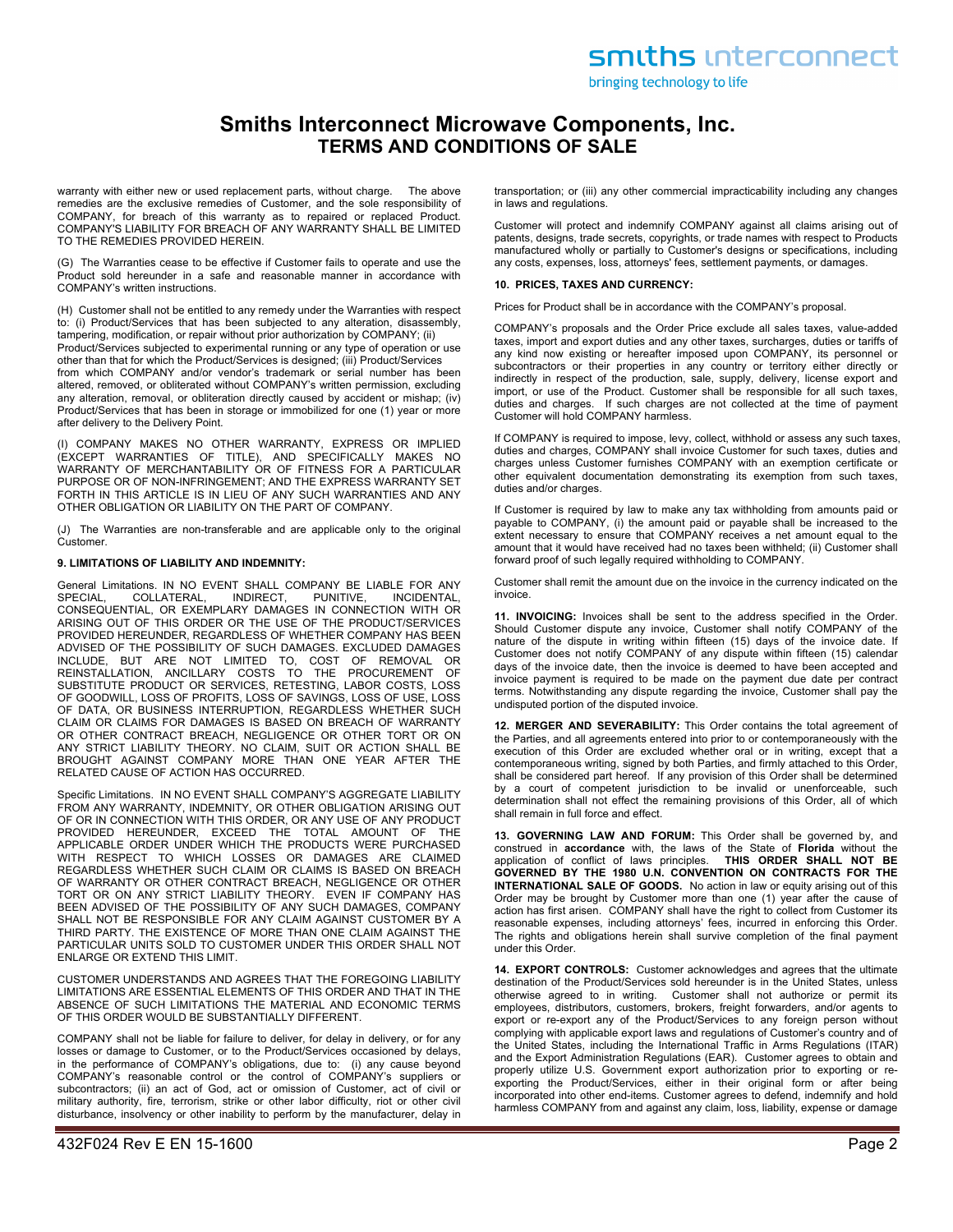warranty with either new or used replacement parts, without charge. The above remedies are the exclusive remedies of Customer, and the sole responsibility of COMPANY, for breach of this warranty as to repaired or replaced Product. COMPANY'S LIABILITY FOR BREACH OF ANY WARRANTY SHALL BE LIMITED TO THE REMEDIES PROVIDED HEREIN.

(G) The Warranties cease to be effective if Customer fails to operate and use the Product sold hereunder in a safe and reasonable manner in accordance with COMPANY's written instructions.

(H) Customer shall not be entitled to any remedy under the Warranties with respect to: (i) Product/Services that has been subjected to any alteration, disassembly, tampering, modification, or repair without prior authorization by COMPANY; (ii) Product/Services subjected to experimental running or any type of operation or use other than that for which the Product/Services is designed; (iii) Product/Services from which COMPANY and/or vendor's trademark or serial number has been altered, removed, or obliterated without COMPANY's written permission, excluding any alteration, removal, or obliteration directly caused by accident or mishap; (iv) Product/Services that has been in storage or immobilized for one (1) year or more after delivery to the Delivery Point.

(I) COMPANY MAKES NO OTHER WARRANTY, EXPRESS OR IMPLIED (EXCEPT WARRANTIES OF TITLE), AND SPECIFICALLY MAKES NO WARRANTY OF MERCHANTABILITY OR OF FITNESS FOR A PARTICULAR PURPOSE OR OF NON-INFRINGEMENT; AND THE EXPRESS WARRANTY SET FORTH IN THIS ARTICLE IS IN LIEU OF ANY SUCH WARRANTIES AND ANY OTHER OBLIGATION OR LIABILITY ON THE PART OF COMPANY.

(J) The Warranties are non-transferable and are applicable only to the original Customer.

**9. LIMITATIONS OF LIABILITY AND INDEMNITY:**

General Limitations. IN NO EVENT SHALL COMPANY BE LIABLE FOR ANY SPECIAL, COLLATERAL, INDIRECT, PUNITIVE, INCIDENTAL, CONSEQUENTIAL, OR EXEMPLARY DAMAGES IN CONNECTION WITH OR ARISING OUT OF THIS ORDER OR THE USE OF THE PRODUCT/SERVICES PROVIDED HEREUNDER, REGARDLESS OF WHETHER COMPANY HAS BEEN ADVISED OF THE POSSIBILITY OF SUCH DAMAGES. EXCLUDED DAMAGES INCLUDE, BUT ARE NOT LIMITED TO, COST OF REMOVAL OR REINSTALLATION, ANCILLARY COSTS TO THE PROCUREMENT OF SUBSTITUTE PRODUCT OR SERVICES, RETESTING, LABOR COSTS, LOSS OF GOODWILL, LOSS OF PROFITS, LOSS OF SAVINGS, LOSS OF USE, LOSS OF DATA, OR BUSINESS INTERRUPTION, REGARDLESS WHETHER SUCH CLAIM OR CLAIMS FOR DAMAGES IS BASED ON BREACH OF WARRANTY OR OTHER CONTRACT BREACH, NEGLIGENCE OR OTHER TORT OR ON ANY STRICT LIABILITY THEORY. NO CLAIM, SUIT OR ACTION SHALL BE BROUGHT AGAINST COMPANY MORE THAN ONE YEAR AFTER THE RELATED CAUSE OF ACTION HAS OCCURRED.

Specific Limitations. IN NO EVENT SHALL COMPANY'S AGGREGATE LIABILITY FROM ANY WARRANTY, INDEMNITY, OR OTHER OBLIGATION ARISING OUT OF OR IN CONNECTION WITH THIS ORDER, OR ANY USE OF ANY PRODUCT PROVIDED HEREUNDER, EXCEED THE TOTAL AMOUNT OF THE APPLICABLE ORDER UNDER WHICH THE PRODUCTS WERE PURCHASED WITH RESPECT TO WHICH LOSSES OR DAMAGES ARE CLAIMED REGARDLESS WHETHER SUCH CLAIM OR CLAIMS IS BASED ON BREACH OF WARRANTY OR OTHER CONTRACT BREACH, NEGLIGENCE OR OTHER TORT OR ON ANY STRICT LIABILITY THEORY. EVEN IF COMPANY HAS BEEN ADVISED OF THE POSSIBILITY OF ANY SUCH DAMAGES, COMPANY SHALL NOT BE RESPONSIBLE FOR ANY CLAIM AGAINST CUSTOMER BY A THIRD PARTY. THE EXISTENCE OF MORE THAN ONE CLAIM AGAINST THE PARTICULAR UNITS SOLD TO CUSTOMER UNDER THIS ORDER SHALL NOT ENLARGE OR EXTEND THIS LIMIT.

CUSTOMER UNDERSTANDS AND AGREES THAT THE FOREGOING LIABILITY LIMITATIONS ARE ESSENTIAL ELEMENTS OF THIS ORDER AND THAT IN THE ABSENCE OF SUCH LIMITATIONS THE MATERIAL AND ECONOMIC TERMS OF THIS ORDER WOULD BE SUBSTANTIALLY DIFFERENT.

COMPANY shall not be liable for failure to deliver, for delay in delivery, or for any losses or damage to Customer, or to the Product/Services occasioned by delays, in the performance of COMPANY's obligations, due to: (i) any cause beyond COMPANY's reasonable control or the control of COMPANY's suppliers or subcontractors; (ii) an act of God, act or omission of Customer, act of civil or military authority, fire, terrorism, strike or other labor difficulty, riot or other civil disturbance, insolvency or other inability to perform by the manufacturer, delay in transportation; or (iii) any other commercial impracticability including any changes in laws and regulations.

Customer will protect and indemnify COMPANY against all claims arising out of patents, designs, trade secrets, copyrights, or trade names with respect to Products manufactured wholly or partially to Customer's designs or specifications, including any costs, expenses, loss, attorneys' fees, settlement payments, or damages.

**10. PRICES, TAXES AND CURRENCY:**

Prices for Product shall be in accordance with the COMPANY's proposal.

COMPANY's proposals and the Order Price exclude all sales taxes, value-added taxes, import and export duties and any other taxes, surcharges, duties or tariffs of any kind now existing or hereafter imposed upon COMPANY, its personnel or subcontractors or their properties in any country or territory either directly or indirectly in respect of the production, sale, supply, delivery, license export and import, or use of the Product. Customer shall be responsible for all such taxes, duties and charges. If such charges are not collected at the time of payment Customer will hold COMPANY harmless.

If COMPANY is required to impose, levy, collect, withhold or assess any such taxes, duties and charges, COMPANY shall invoice Customer for such taxes, duties and charges unless Customer furnishes COMPANY with an exemption certificate or other equivalent documentation demonstrating its exemption from such taxes, duties and/or charges.

If Customer is required by law to make any tax withholding from amounts paid or payable to COMPANY, (i) the amount paid or payable shall be increased to the extent necessary to ensure that COMPANY receives a net amount equal to the amount that it would have received had no taxes been withheld; (ii) Customer shall forward proof of such legally required withholding to COMPANY.

Customer shall remit the amount due on the invoice in the currency indicated on the invoice.

**11. INVOICING:** Invoices shall be sent to the address specified in the Order. Should Customer dispute any invoice, Customer shall notify COMPANY of the nature of the dispute in writing within fifteen (15) days of the invoice date. If Customer does not notify COMPANY of any dispute within fifteen (15) calendar days of the invoice date, then the invoice is deemed to have been accepted and invoice payment is required to be made on the payment due date per contract terms. Notwithstanding any dispute regarding the invoice, Customer shall pay the undisputed portion of the disputed invoice.

**12. MERGER AND SEVERABILITY:** This Order contains the total agreement of the Parties, and all agreements entered into prior to or contemporaneously with the execution of this Order are excluded whether oral or in writing, except that a contemporaneous writing, signed by both Parties, and firmly attached to this Order, shall be considered part hereof. If any provision of this Order shall be determined by a court of competent jurisdiction to be invalid or unenforceable, such determination shall not effect the remaining provisions of this Order, all of which shall remain in full force and effect.

**13. GOVERNING LAW AND FORUM:** This Order shall be governed by, and construed in **accordance** with, the laws of the State of **Florida** without the application of conflict of laws principles. **THIS ORDER SHALL NOT BE GOVERNED BY THE 1980 U.N. CONVENTION ON CONTRACTS FOR THE INTERNATIONAL SALE OF GOODS.** No action in law or equity arising out of this Order may be brought by Customer more than one (1) year after the cause of action has first arisen. COMPANY shall have the right to collect from Customer its reasonable expenses, including attorneys' fees, incurred in enforcing this Order. The rights and obligations herein shall survive completion of the final payment under this Order.

**14. EXPORT CONTROLS:** Customer acknowledges and agrees that the ultimate destination of the Product/Services sold hereunder is in the United States, unless otherwise agreed to in writing. Customer shall not authorize or permit its employees, distributors, customers, brokers, freight forwarders, and/or agents to export or re-export any of the Product/Services to any foreign person without complying with applicable export laws and regulations of Customer's country and of the United States, including the International Traffic in Arms Regulations (ITAR) and the Export Administration Regulations (EAR). Customer agrees to obtain and properly utilize U.S. Government export authorization prior to exporting or re-exporting the Product/Services, either in their original form or after being incorporated into other end-items. Customer agrees to defend, indemnify and hold harmless COMPANY from and against any claim, loss, liability, expense or damage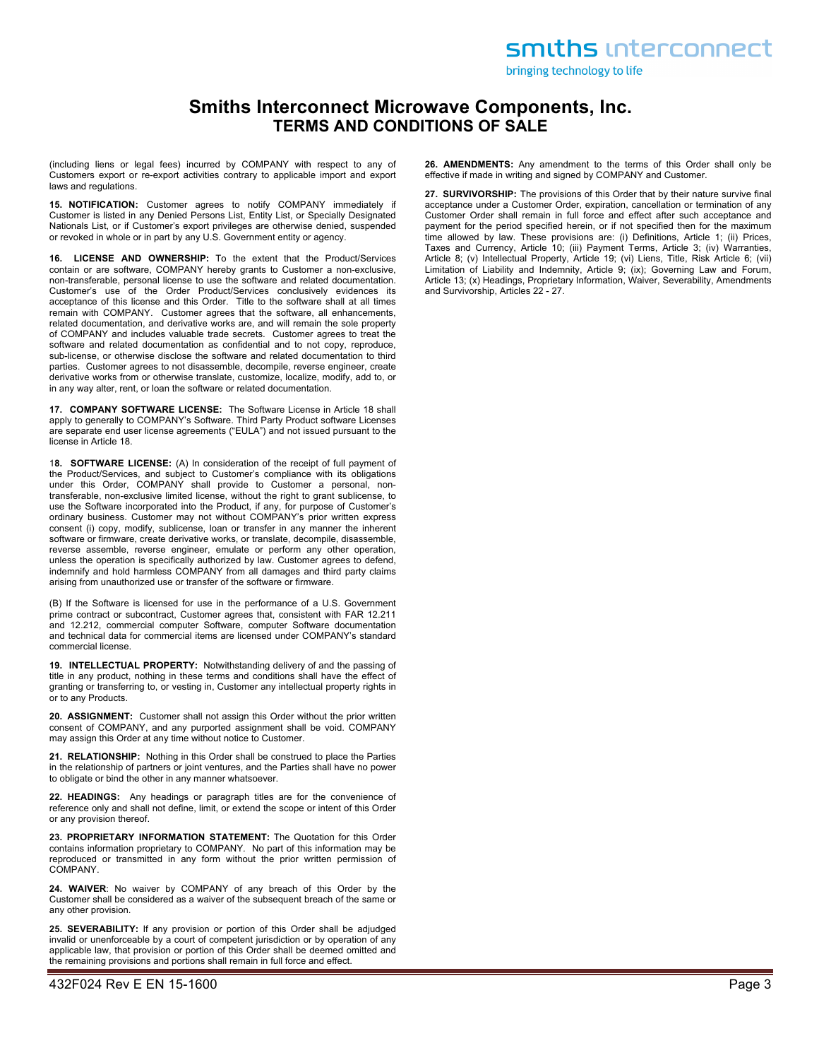# Smiths Interconnect Microwave Components, Inc.
## TERMS AND CONDITIONS OF SALE

(including liens or legal fees) incurred by COMPANY with respect to any of Customers export or re-export activities contrary to applicable import and export laws and regulations.

**15. NOTIFICATION:** Customer agrees to notify COMPANY immediately if Customer is listed in any Denied Persons List, Entity List, or Specially Designated Nationals List, or if Customer's export privileges are otherwise denied, suspended or revoked in whole or in part by any U.S. Government entity or agency.

**16. LICENSE AND OWNERSHIP:** To the extent that the Product/Services contain or are software, COMPANY hereby grants to Customer a non-exclusive, non-transferable, personal license to use the software and related documentation. Customer's use of the Order Product/Services conclusively evidences its acceptance of this license and this Order. Title to the software shall at all times remain with COMPANY. Customer agrees that the software, all enhancements, related documentation, and derivative works are, and will remain the sole property of COMPANY and includes valuable trade secrets. Customer agrees to treat the software and related documentation as confidential and to not copy, reproduce, sub-license, or otherwise disclose the software and related documentation to third parties. Customer agrees to not disassemble, decompile, reverse engineer, create derivative works from or otherwise translate, customize, localize, modify, add to, or in any way alter, rent, or loan the software or related documentation.

**17. COMPANY SOFTWARE LICENSE:** The Software License in Article 18 shall apply to generally to COMPANY's Software. Third Party Product software Licenses are separate end user license agreements ("EULA") and not issued pursuant to the license in Article 18.

**18. SOFTWARE LICENSE:** (A) In consideration of the receipt of full payment of the Product/Services, and subject to Customer's compliance with its obligations under this Order, COMPANY shall provide to Customer a personal, non-transferable, non-exclusive limited license, without the right to grant sublicense, to use the Software incorporated into the Product, if any, for purpose of Customer's ordinary business. Customer may not without COMPANY's prior written express consent (i) copy, modify, sublicense, loan or transfer in any manner the inherent software or firmware, create derivative works, or translate, decompile, disassemble, reverse assemble, reverse engineer, emulate or perform any other operation, unless the operation is specifically authorized by law. Customer agrees to defend, indemnify and hold harmless COMPANY from all damages and third party claims arising from unauthorized use or transfer of the software or firmware.

(B) If the Software is licensed for use in the performance of a U.S. Government prime contract or subcontract, Customer agrees that, consistent with FAR 12.211 and 12.212, commercial computer Software, computer Software documentation and technical data for commercial items are licensed under COMPANY's standard commercial license.

**19. INTELLECTUAL PROPERTY:** Notwithstanding delivery of and the passing of title in any product, nothing in these terms and conditions shall have the effect of granting or transferring to, or vesting in, Customer any intellectual property rights in or to any Products.

**20. ASSIGNMENT:** Customer shall not assign this Order without the prior written consent of COMPANY, and any purported assignment shall be void. COMPANY may assign this Order at any time without notice to Customer.

**21. RELATIONSHIP:** Nothing in this Order shall be construed to place the Parties in the relationship of partners or joint ventures, and the Parties shall have no power to obligate or bind the other in any manner whatsoever.

**22. HEADINGS:** Any headings or paragraph titles are for the convenience of reference only and shall not define, limit, or extend the scope or intent of this Order or any provision thereof.

**23. PROPRIETARY INFORMATION STATEMENT:** The Quotation for this Order contains information proprietary to COMPANY. No part of this information may be reproduced or transmitted in any form without the prior written permission of COMPANY.

**24. WAIVER**: No waiver by COMPANY of any breach of this Order by the Customer shall be considered as a waiver of the subsequent breach of the same or any other provision.

**25. SEVERABILITY:** If any provision or portion of this Order shall be adjudged invalid or unenforceable by a court of competent jurisdiction or by operation of any applicable law, that provision or portion of this Order shall be deemed omitted and the remaining provisions and portions shall remain in full force and effect.

**26. AMENDMENTS:** Any amendment to the terms of this Order shall only be effective if made in writing and signed by COMPANY and Customer.

**27. SURVIVORSHIP:** The provisions of this Order that by their nature survive final acceptance under a Customer Order, expiration, cancellation or termination of any Customer Order shall remain in full force and effect after such acceptance and payment for the period specified herein, or if not specified then for the maximum time allowed by law. These provisions are: (i) Definitions, Article 1; (ii) Prices, Taxes and Currency, Article 10; (iii) Payment Terms, Article 3; (iv) Warranties, Article 8; (v) Intellectual Property, Article 19; (vi) Liens, Title, Risk Article 6; (vii) Limitation of Liability and Indemnity, Article 9; (ix); Governing Law and Forum, Article 13; (x) Headings, Proprietary Information, Waiver, Severability, Amendments and Survivorship, Articles 22 - 27.

432F024 Rev E EN 15-1600